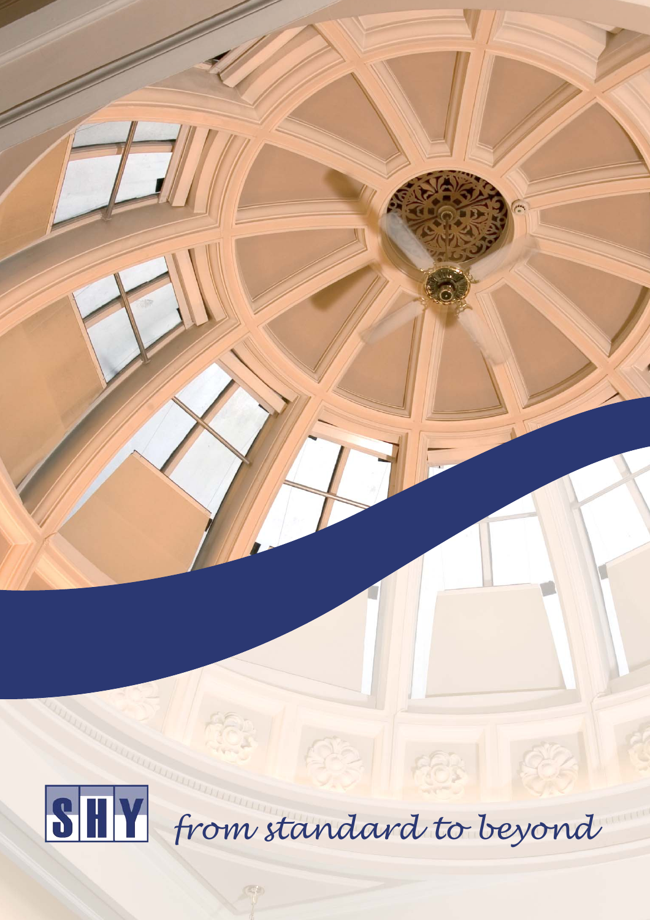SHY

*from standard to beyond*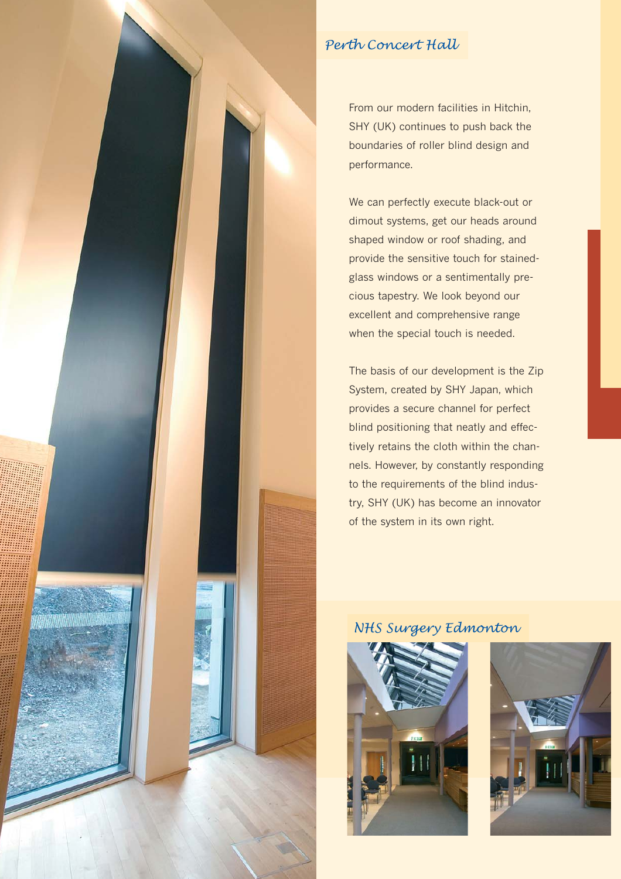## Perth Concert Hall

From our modern facilities in Hitchin, SHY (UK) continues to push back the boundaries of roller blind design and performance.

We can perfectly execute black-out or dimout systems, get our heads around shaped window or roof shading, and provide the sensitive touch for stained-glass windows or a sentimentally precious tapestry. We look beyond our excellent and comprehensive range when the special touch is needed.

The basis of our development is the Zip System, created by SHY Japan, which provides a secure channel for perfect blind positioning that neatly and effectively retains the cloth within the channels. However, by constantly responding to the requirements of the blind industry, SHY (UK) has become an innovator of the system in its own right.

## NHS Surgery Edmonton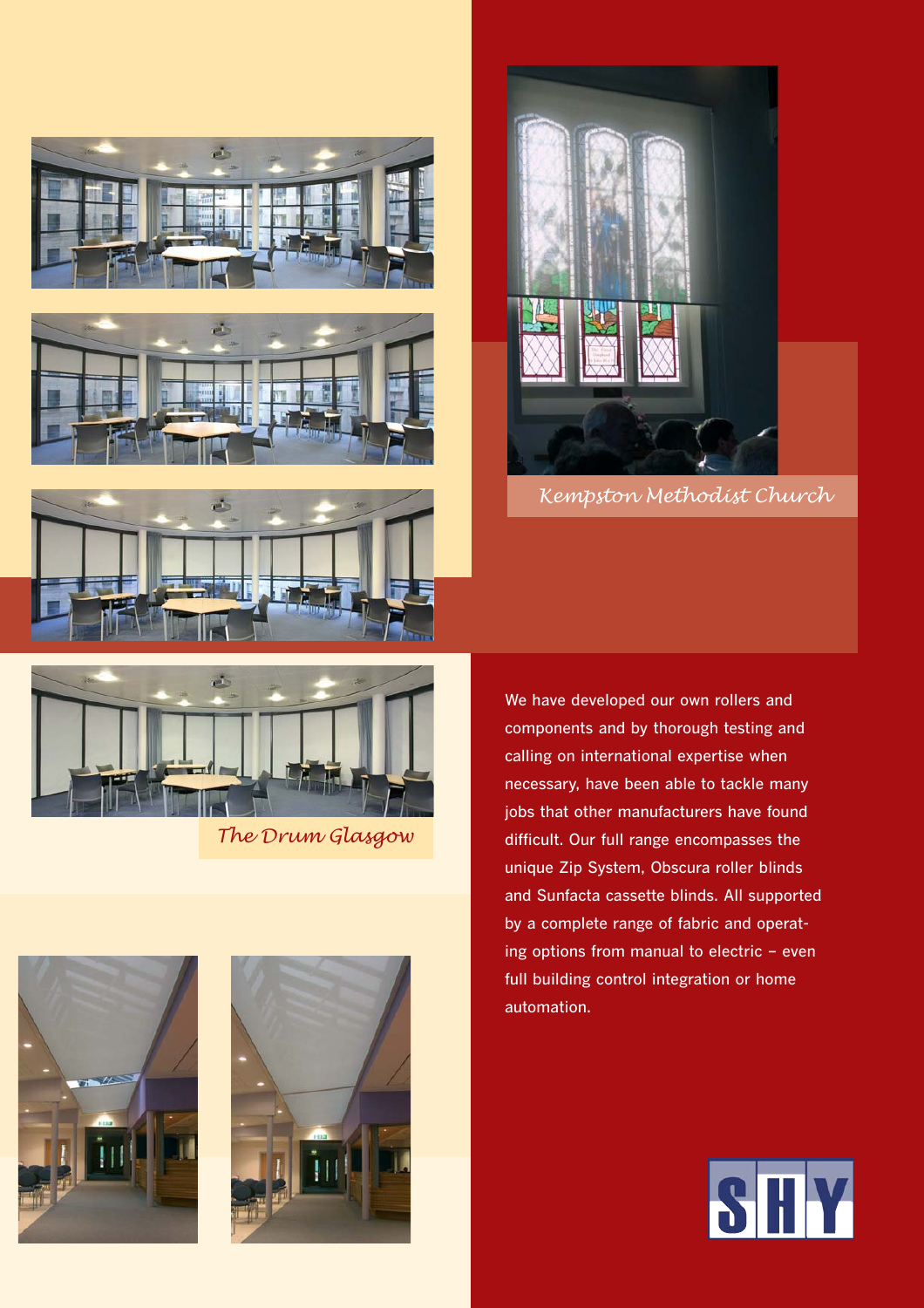*Kempston Methodist Church*

*The Drum Glasgow*

We have developed our own rollers and components and by thorough testing and calling on international expertise when necessary, have been able to tackle many jobs that other manufacturers have found difficult. Our full range encompasses the unique Zip System, Obscura roller blinds and Sunfacta cassette blinds. All supported by a complete range of fabric and operating options from manual to electric – even full building control integration or home automation.

SHY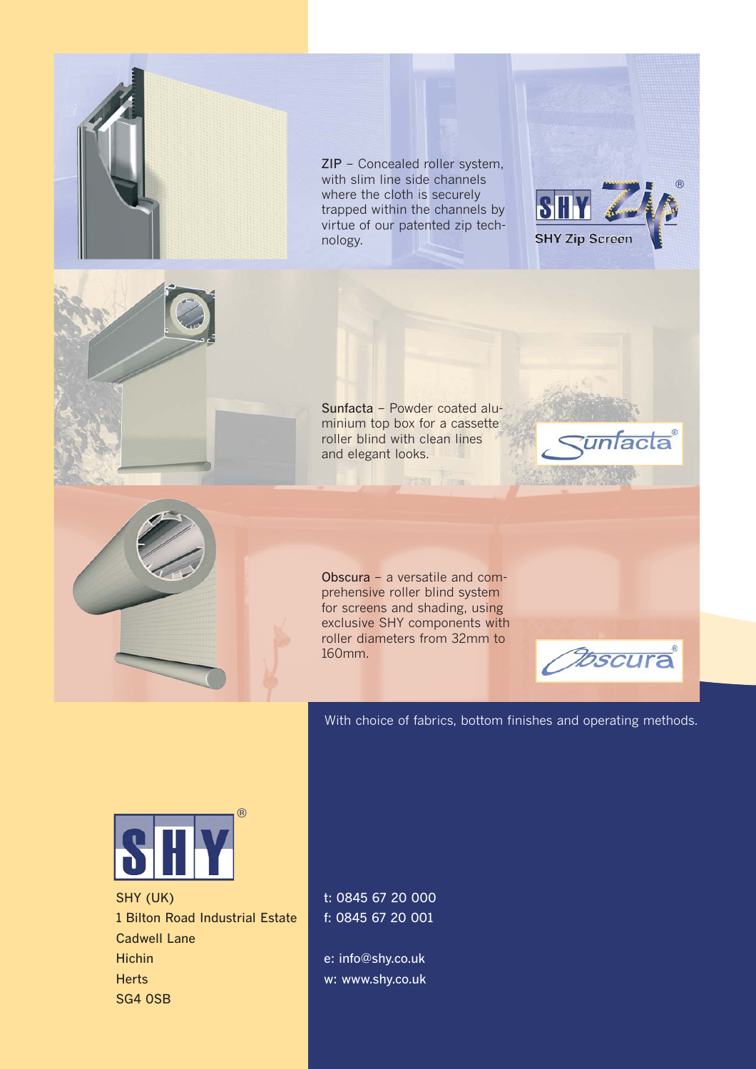**ZIP** – Concealed roller system, with slim line side channels where the cloth is securely trapped within the channels by virtue of our patented zip technology.

SHY Zip Screen

**Sunfacta** – Powder coated aluminium top box for a cassette roller blind with clean lines and elegant looks.

**Obscura** – a versatile and comprehensive roller blind system for screens and shading, using exclusive SHY components with roller diameters from 32mm to 160mm.

With choice of fabrics, bottom finishes and operating methods.

SHY (UK)
1 Bilton Road Industrial Estate
Cadwell Lane
Hitchin
Herts
SG4 0SB

t: 0845 67 20 000
f: 0845 67 20 001

e: info@shy.co.uk
w: www.shy.co.uk